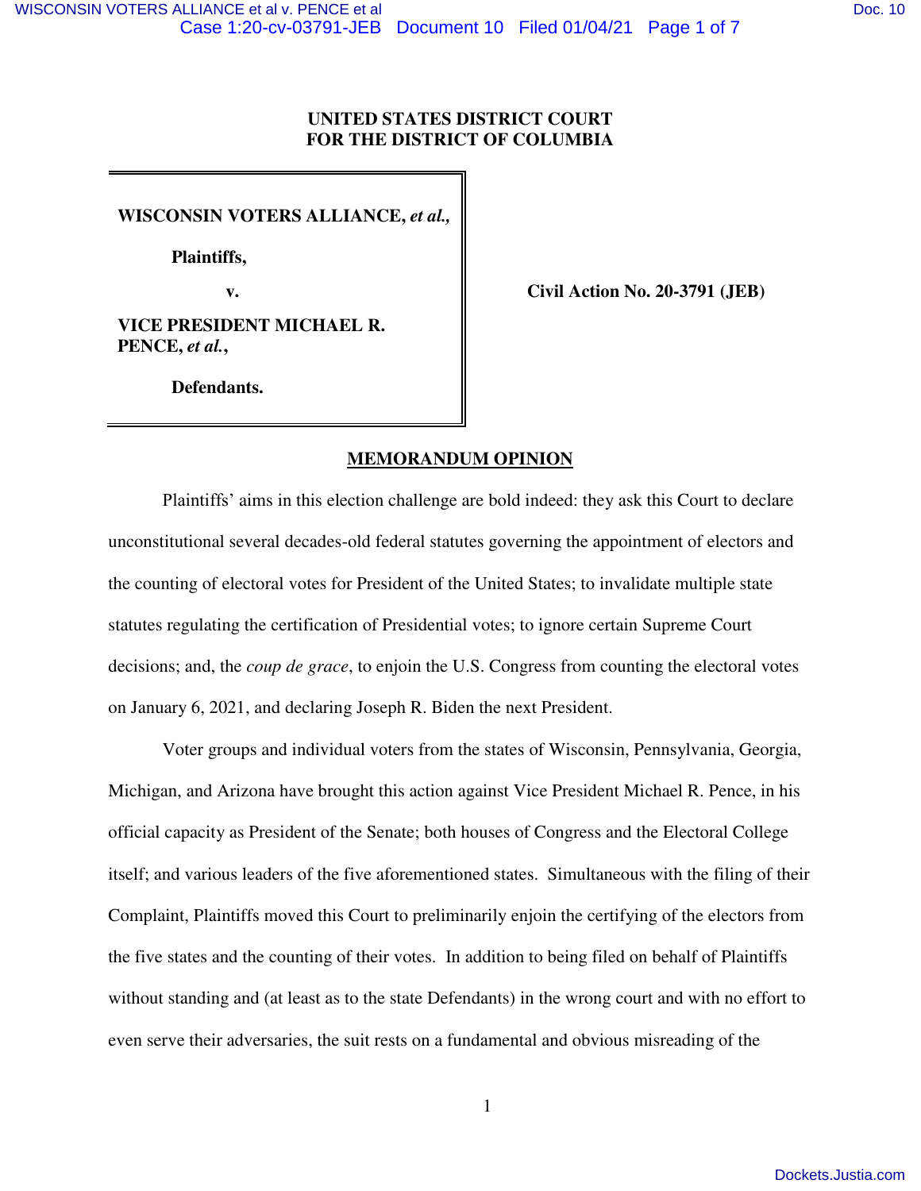**UNITED STATES DISTRICT COURT**
**FOR THE DISTRICT OF COLUMBIA**

| | |
|---|---|
| **WISCONSIN VOTERS ALLIANCE, *et al.*,**<br><br>**Plaintiffs,**<br><br>**v.**<br><br>**VICE PRESIDENT MICHAEL R. PENCE, *et al.*,**<br><br>**Defendants.** | **Civil Action No. 20-3791 (JEB)** |

## MEMORANDUM OPINION

Plaintiffs' aims in this election challenge are bold indeed: they ask this Court to declare unconstitutional several decades-old federal statutes governing the appointment of electors and the counting of electoral votes for President of the United States; to invalidate multiple state statutes regulating the certification of Presidential votes; to ignore certain Supreme Court decisions; and, the *coup de grace*, to enjoin the U.S. Congress from counting the electoral votes on January 6, 2021, and declaring Joseph R. Biden the next President.

Voter groups and individual voters from the states of Wisconsin, Pennsylvania, Georgia, Michigan, and Arizona have brought this action against Vice President Michael R. Pence, in his official capacity as President of the Senate; both houses of Congress and the Electoral College itself; and various leaders of the five aforementioned states. Simultaneous with the filing of their Complaint, Plaintiffs moved this Court to preliminarily enjoin the certifying of the electors from the five states and the counting of their votes. In addition to being filed on behalf of Plaintiffs without standing and (at least as to the state Defendants) in the wrong court and with no effort to even serve their adversaries, the suit rests on a fundamental and obvious misreading of the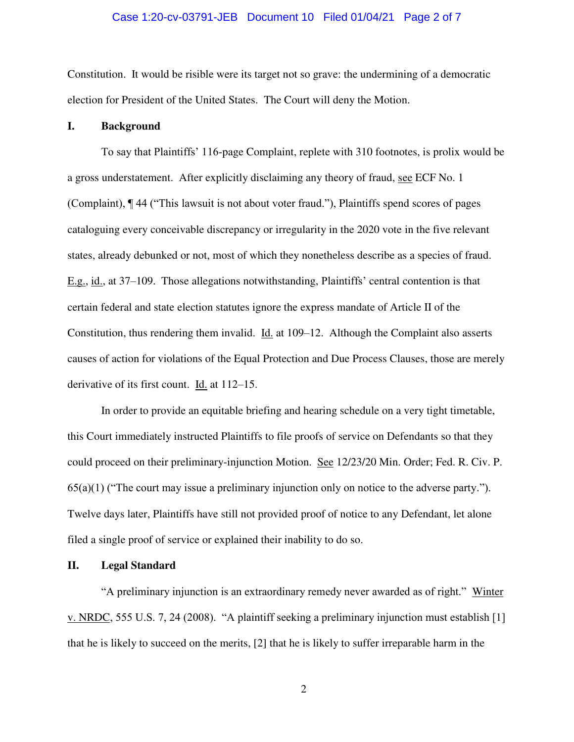Constitution. It would be risible were its target not so grave: the undermining of a democratic election for President of the United States. The Court will deny the Motion.

## I. Background

To say that Plaintiffs' 116-page Complaint, replete with 310 footnotes, is prolix would be a gross understatement. After explicitly disclaiming any theory of fraud, see ECF No. 1 (Complaint), ¶ 44 ("This lawsuit is not about voter fraud."), Plaintiffs spend scores of pages cataloguing every conceivable discrepancy or irregularity in the 2020 vote in the five relevant states, already debunked or not, most of which they nonetheless describe as a species of fraud. E.g., id., at 37–109. Those allegations notwithstanding, Plaintiffs' central contention is that certain federal and state election statutes ignore the express mandate of Article II of the Constitution, thus rendering them invalid. Id. at 109–12. Although the Complaint also asserts causes of action for violations of the Equal Protection and Due Process Clauses, those are merely derivative of its first count. Id. at 112–15.

In order to provide an equitable briefing and hearing schedule on a very tight timetable, this Court immediately instructed Plaintiffs to file proofs of service on Defendants so that they could proceed on their preliminary-injunction Motion. See 12/23/20 Min. Order; Fed. R. Civ. P. 65(a)(1) ("The court may issue a preliminary injunction only on notice to the adverse party."). Twelve days later, Plaintiffs have still not provided proof of notice to any Defendant, let alone filed a single proof of service or explained their inability to do so.

## II. Legal Standard

"A preliminary injunction is an extraordinary remedy never awarded as of right." Winter v. NRDC, 555 U.S. 7, 24 (2008). "A plaintiff seeking a preliminary injunction must establish [1] that he is likely to succeed on the merits, [2] that he is likely to suffer irreparable harm in the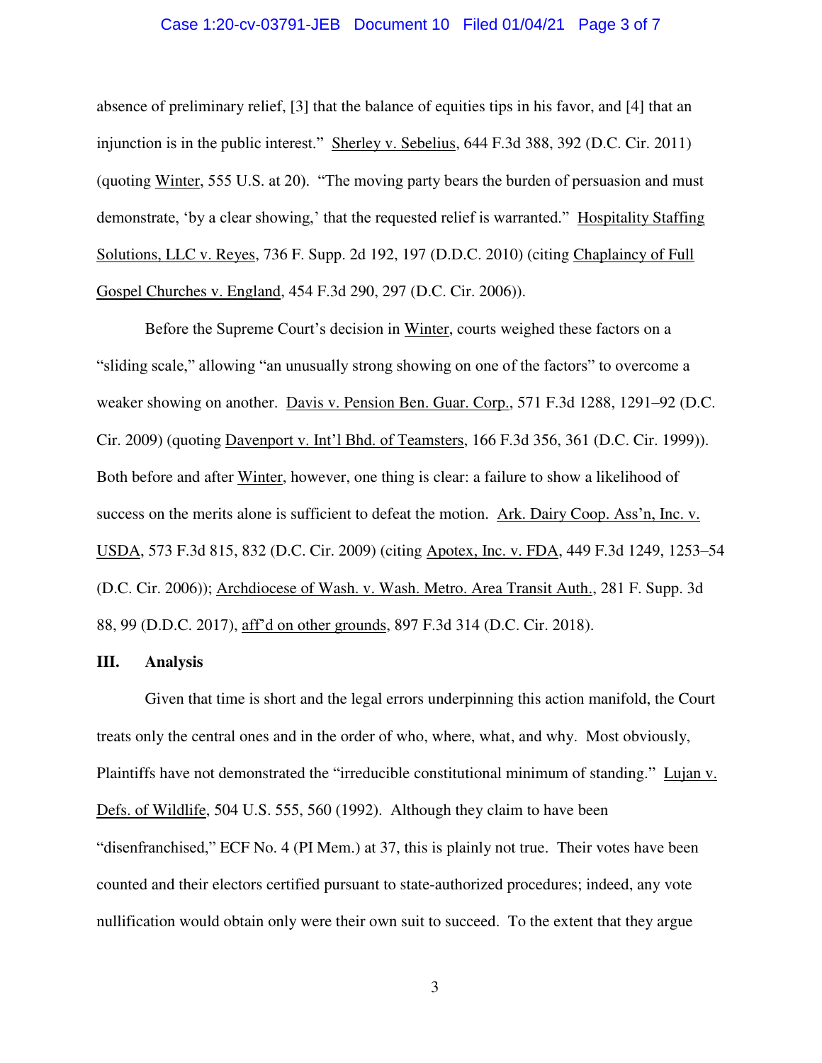absence of preliminary relief, [3] that the balance of equities tips in his favor, and [4] that an injunction is in the public interest." Sherley v. Sebelius, 644 F.3d 388, 392 (D.C. Cir. 2011) (quoting Winter, 555 U.S. at 20). "The moving party bears the burden of persuasion and must demonstrate, 'by a clear showing,' that the requested relief is warranted." Hospitality Staffing Solutions, LLC v. Reyes, 736 F. Supp. 2d 192, 197 (D.D.C. 2010) (citing Chaplaincy of Full Gospel Churches v. England, 454 F.3d 290, 297 (D.C. Cir. 2006)).

Before the Supreme Court's decision in Winter, courts weighed these factors on a "sliding scale," allowing "an unusually strong showing on one of the factors" to overcome a weaker showing on another. Davis v. Pension Ben. Guar. Corp., 571 F.3d 1288, 1291–92 (D.C. Cir. 2009) (quoting Davenport v. Int'l Bhd. of Teamsters, 166 F.3d 356, 361 (D.C. Cir. 1999)). Both before and after Winter, however, one thing is clear: a failure to show a likelihood of success on the merits alone is sufficient to defeat the motion. Ark. Dairy Coop. Ass'n, Inc. v. USDA, 573 F.3d 815, 832 (D.C. Cir. 2009) (citing Apotex, Inc. v. FDA, 449 F.3d 1249, 1253–54 (D.C. Cir. 2006)); Archdiocese of Wash. v. Wash. Metro. Area Transit Auth., 281 F. Supp. 3d 88, 99 (D.D.C. 2017), aff'd on other grounds, 897 F.3d 314 (D.C. Cir. 2018).

## III. Analysis

Given that time is short and the legal errors underpinning this action manifold, the Court treats only the central ones and in the order of who, where, what, and why. Most obviously, Plaintiffs have not demonstrated the "irreducible constitutional minimum of standing." Lujan v. Defs. of Wildlife, 504 U.S. 555, 560 (1992). Although they claim to have been "disenfranchised," ECF No. 4 (PI Mem.) at 37, this is plainly not true. Their votes have been counted and their electors certified pursuant to state-authorized procedures; indeed, any vote nullification would obtain only were their own suit to succeed. To the extent that they argue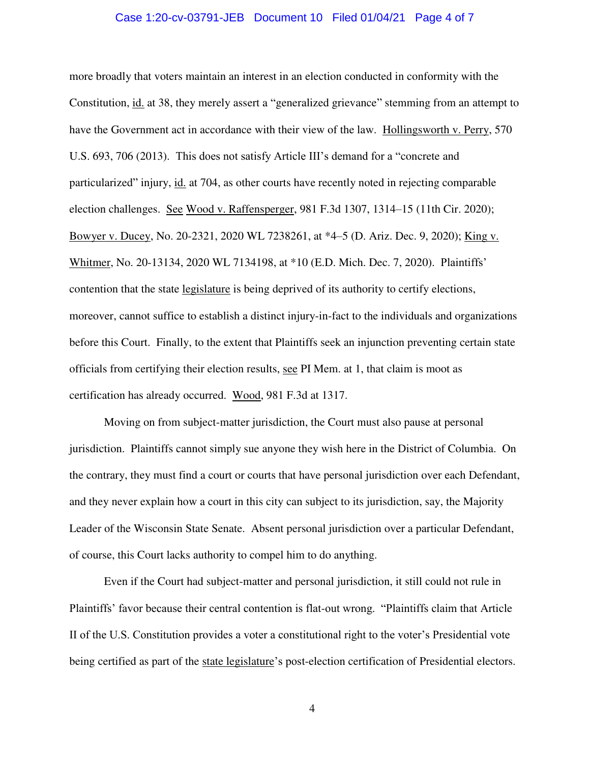more broadly that voters maintain an interest in an election conducted in conformity with the Constitution, id. at 38, they merely assert a "generalized grievance" stemming from an attempt to have the Government act in accordance with their view of the law. Hollingsworth v. Perry, 570 U.S. 693, 706 (2013). This does not satisfy Article III's demand for a "concrete and particularized" injury, id. at 704, as other courts have recently noted in rejecting comparable election challenges. See Wood v. Raffensperger, 981 F.3d 1307, 1314–15 (11th Cir. 2020); Bowyer v. Ducey, No. 20-2321, 2020 WL 7238261, at *4–5 (D. Ariz. Dec. 9, 2020); King v. Whitmer, No. 20-13134, 2020 WL 7134198, at *10 (E.D. Mich. Dec. 7, 2020). Plaintiffs' contention that the state legislature is being deprived of its authority to certify elections, moreover, cannot suffice to establish a distinct injury-in-fact to the individuals and organizations before this Court. Finally, to the extent that Plaintiffs seek an injunction preventing certain state officials from certifying their election results, see PI Mem. at 1, that claim is moot as certification has already occurred. Wood, 981 F.3d at 1317.

Moving on from subject-matter jurisdiction, the Court must also pause at personal jurisdiction. Plaintiffs cannot simply sue anyone they wish here in the District of Columbia. On the contrary, they must find a court or courts that have personal jurisdiction over each Defendant, and they never explain how a court in this city can subject to its jurisdiction, say, the Majority Leader of the Wisconsin State Senate. Absent personal jurisdiction over a particular Defendant, of course, this Court lacks authority to compel him to do anything.

Even if the Court had subject-matter and personal jurisdiction, it still could not rule in Plaintiffs' favor because their central contention is flat-out wrong. "Plaintiffs claim that Article II of the U.S. Constitution provides a voter a constitutional right to the voter's Presidential vote being certified as part of the state legislature's post-election certification of Presidential electors.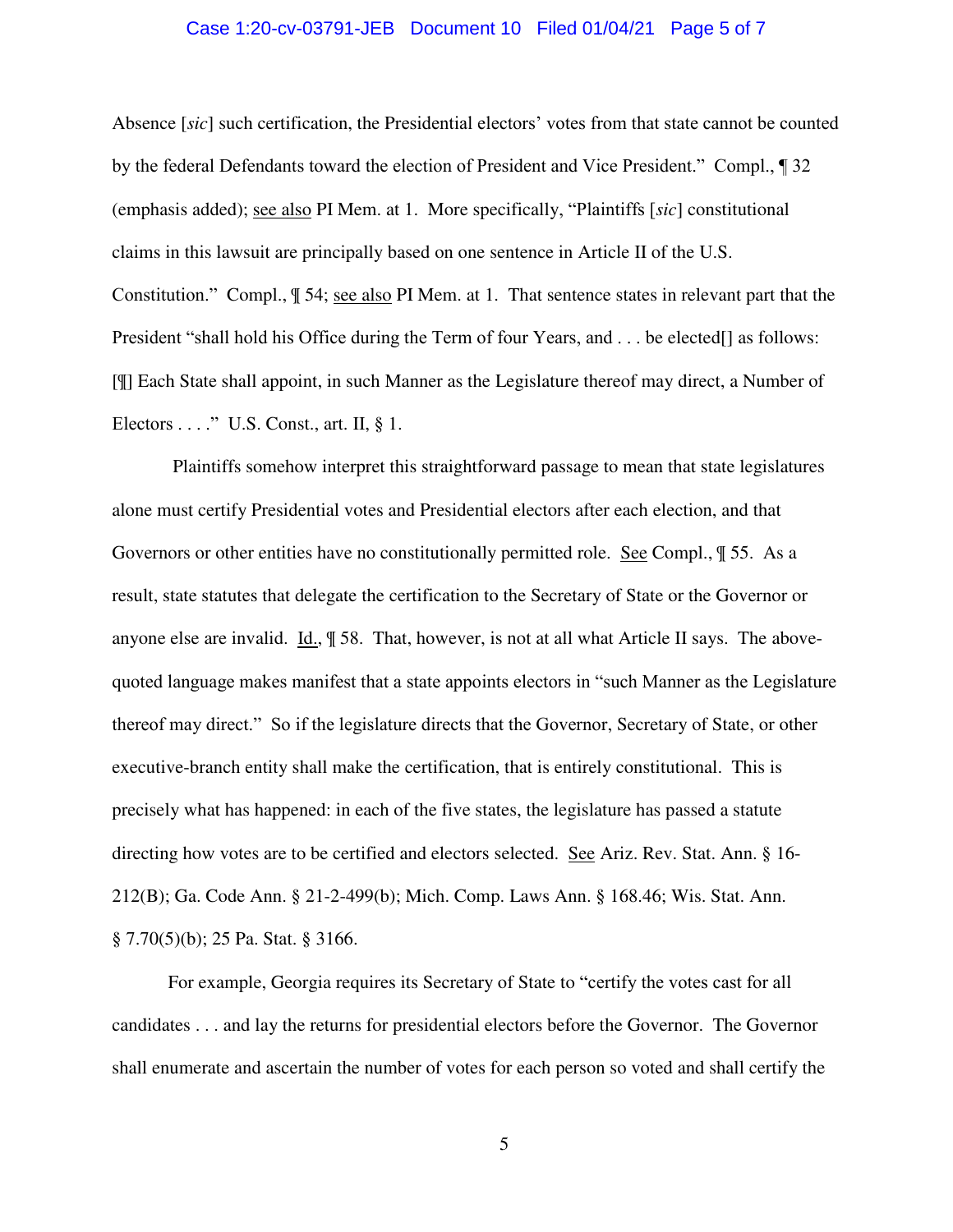Absence [*sic*] such certification, the Presidential electors' votes from that state cannot be counted by the federal Defendants toward the election of President and Vice President." Compl., ¶ 32 (emphasis added); see also PI Mem. at 1. More specifically, "Plaintiffs [*sic*] constitutional claims in this lawsuit are principally based on one sentence in Article II of the U.S. Constitution." Compl., ¶ 54; see also PI Mem. at 1. That sentence states in relevant part that the President "shall hold his Office during the Term of four Years, and . . . be elected[] as follows: [¶] Each State shall appoint, in such Manner as the Legislature thereof may direct, a Number of Electors . . . ." U.S. Const., art. II, § 1.

Plaintiffs somehow interpret this straightforward passage to mean that state legislatures alone must certify Presidential votes and Presidential electors after each election, and that Governors or other entities have no constitutionally permitted role. See Compl., ¶ 55. As a result, state statutes that delegate the certification to the Secretary of State or the Governor or anyone else are invalid. Id., ¶ 58. That, however, is not at all what Article II says. The above-quoted language makes manifest that a state appoints electors in "such Manner as the Legislature thereof may direct." So if the legislature directs that the Governor, Secretary of State, or other executive-branch entity shall make the certification, that is entirely constitutional. This is precisely what has happened: in each of the five states, the legislature has passed a statute directing how votes are to be certified and electors selected. See Ariz. Rev. Stat. Ann. § 16-212(B); Ga. Code Ann. § 21-2-499(b); Mich. Comp. Laws Ann. § 168.46; Wis. Stat. Ann. § 7.70(5)(b); 25 Pa. Stat. § 3166.

For example, Georgia requires its Secretary of State to "certify the votes cast for all candidates . . . and lay the returns for presidential electors before the Governor. The Governor shall enumerate and ascertain the number of votes for each person so voted and shall certify the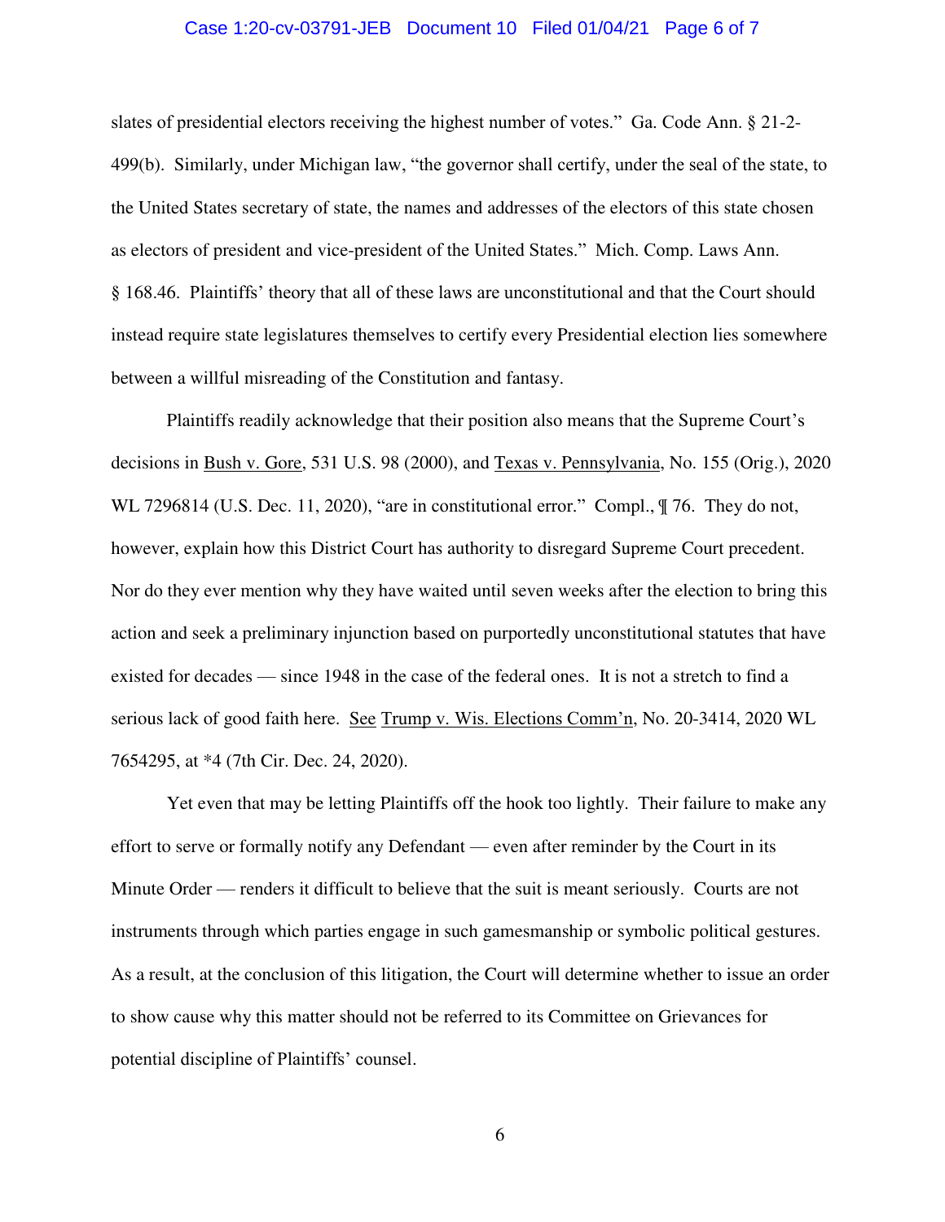slates of presidential electors receiving the highest number of votes." Ga. Code Ann. § 21-2-499(b). Similarly, under Michigan law, "the governor shall certify, under the seal of the state, to the United States secretary of state, the names and addresses of the electors of this state chosen as electors of president and vice-president of the United States." Mich. Comp. Laws Ann. § 168.46. Plaintiffs' theory that all of these laws are unconstitutional and that the Court should instead require state legislatures themselves to certify every Presidential election lies somewhere between a willful misreading of the Constitution and fantasy.

Plaintiffs readily acknowledge that their position also means that the Supreme Court's decisions in Bush v. Gore, 531 U.S. 98 (2000), and Texas v. Pennsylvania, No. 155 (Orig.), 2020 WL 7296814 (U.S. Dec. 11, 2020), "are in constitutional error." Compl., ¶ 76. They do not, however, explain how this District Court has authority to disregard Supreme Court precedent. Nor do they ever mention why they have waited until seven weeks after the election to bring this action and seek a preliminary injunction based on purportedly unconstitutional statutes that have existed for decades — since 1948 in the case of the federal ones. It is not a stretch to find a serious lack of good faith here. See Trump v. Wis. Elections Comm'n, No. 20-3414, 2020 WL 7654295, at *4 (7th Cir. Dec. 24, 2020).

Yet even that may be letting Plaintiffs off the hook too lightly. Their failure to make any effort to serve or formally notify any Defendant — even after reminder by the Court in its Minute Order — renders it difficult to believe that the suit is meant seriously. Courts are not instruments through which parties engage in such gamesmanship or symbolic political gestures. As a result, at the conclusion of this litigation, the Court will determine whether to issue an order to show cause why this matter should not be referred to its Committee on Grievances for potential discipline of Plaintiffs' counsel.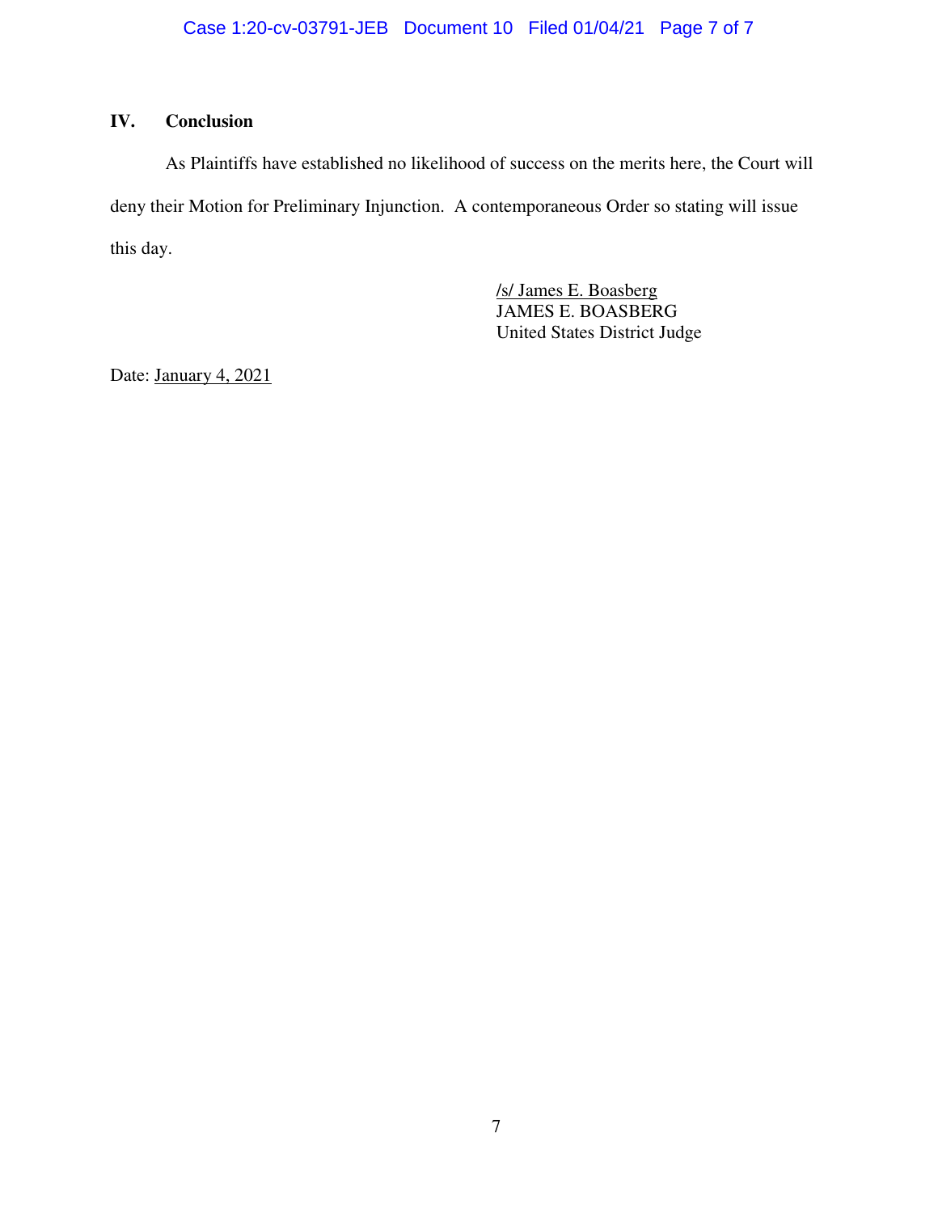## IV. Conclusion

As Plaintiffs have established no likelihood of success on the merits here, the Court will deny their Motion for Preliminary Injunction. A contemporaneous Order so stating will issue this day.

/s/ James E. Boasberg
JAMES E. BOASBERG
United States District Judge

Date: January 4, 2021